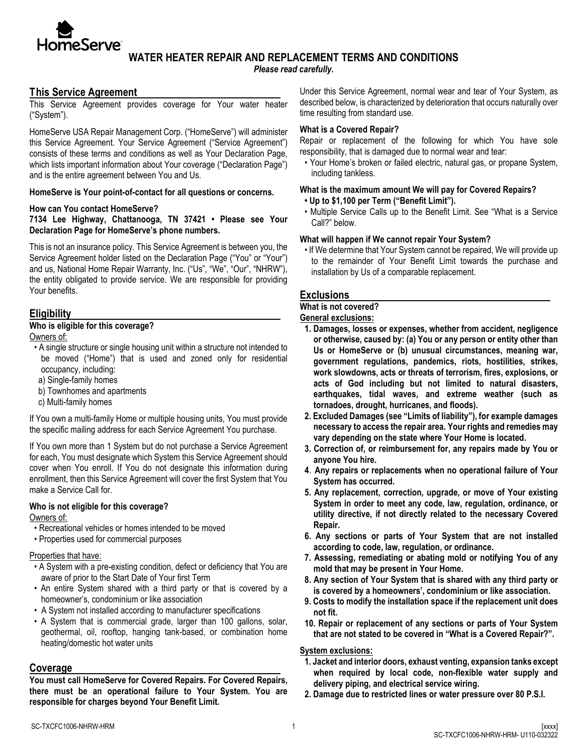# WATER HEATER REPAIR AND REPLACEMENT TERMS AND CONDITIONS

*Please read carefully.*

## This Service Agreement

This Service Agreement provides coverage for Your water heater ("System").

HomeServe USA Repair Management Corp. ("HomeServe") will administer this Service Agreement. Your Service Agreement ("Service Agreement") consists of these terms and conditions as well as Your Declaration Page, which lists important information about Your coverage ("Declaration Page") and is the entire agreement between You and Us.

**HomeServe is Your point-of-contact for all questions or concerns.**

**How can You contact HomeServe?**

**7134 Lee Highway, Chattanooga, TN 37421 • Please see Your Declaration Page for HomeServe's phone numbers.**

This is not an insurance policy. This Service Agreement is between you, the Service Agreement holder listed on the Declaration Page ("You" or "Your") and us, National Home Repair Warranty, Inc. ("Us", "We", "Our", "NHRW"), the entity obligated to provide service. We are responsible for providing Your benefits.

## Eligibility

**Who is eligible for this coverage?**

Owners of:

- A single structure or single housing unit within a structure not intended to be moved ("Home") that is used and zoned only for residential occupancy, including:
  - a) Single-family homes
  - b) Townhomes and apartments
  - c) Multi-family homes

If You own a multi-family Home or multiple housing units, You must provide the specific mailing address for each Service Agreement You purchase.

If You own more than 1 System but do not purchase a Service Agreement for each, You must designate which System this Service Agreement should cover when You enroll. If You do not designate this information during enrollment, then this Service Agreement will cover the first System that You make a Service Call for.

**Who is not eligible for this coverage?**

Owners of:

- Recreational vehicles or homes intended to be moved
- Properties used for commercial purposes

Properties that have:

- A System with a pre-existing condition, defect or deficiency that You are aware of prior to the Start Date of Your first Term
- An entire System shared with a third party or that is covered by a homeowner's, condominium or like association
- A System not installed according to manufacturer specifications
- A System that is commercial grade, larger than 100 gallons, solar, geothermal, oil, rooftop, hanging tank-based, or combination home heating/domestic hot water units

## Coverage

**You must call HomeServe for Covered Repairs. For Covered Repairs, there must be an operational failure to Your System. You are responsible for charges beyond Your Benefit Limit.**

Under this Service Agreement, normal wear and tear of Your System, as described below, is characterized by deterioration that occurs naturally over time resulting from standard use.

**What is a Covered Repair?**

Repair or replacement of the following for which You have sole responsibility, that is damaged due to normal wear and tear:

- Your Home's broken or failed electric, natural gas, or propane System, including tankless.

**What is the maximum amount We will pay for Covered Repairs?**

- **Up to $1,100 per Term ("Benefit Limit").**
- Multiple Service Calls up to the Benefit Limit. See "What is a Service Call?" below.

**What will happen if We cannot repair Your System?**

- If We determine that Your System cannot be repaired, We will provide up to the remainder of Your Benefit Limit towards the purchase and installation by Us of a comparable replacement.

## Exclusions

**What is not covered?**

**General exclusions:**

1. **Damages, losses or expenses, whether from accident, negligence or otherwise, caused by: (a) You or any person or entity other than Us or HomeServe or (b) unusual circumstances, meaning war, government regulations, pandemics, riots, hostilities, strikes, work slowdowns, acts or threats of terrorism, fires, explosions, or acts of God including but not limited to natural disasters, earthquakes, tidal waves, and extreme weather (such as tornadoes, drought, hurricanes, and floods).**
2. **Excluded Damages (see "Limits of liability"), for example damages necessary to access the repair area. Your rights and remedies may vary depending on the state where Your Home is located.**
3. **Correction of, or reimbursement for, any repairs made by You or anyone You hire.**
4. **Any repairs or replacements when no operational failure of Your System has occurred.**
5. **Any replacement, correction, upgrade, or move of Your existing System in order to meet any code, law, regulation, ordinance, or utility directive, if not directly related to the necessary Covered Repair.**
6. **Any sections or parts of Your System that are not installed according to code, law, regulation, or ordinance.**
7. **Assessing, remediating or abating mold or notifying You of any mold that may be present in Your Home.**
8. **Any section of Your System that is shared with any third party or is covered by a homeowners', condominium or like association.**
9. **Costs to modify the installation space if the replacement unit does not fit.**
10. **Repair or replacement of any sections or parts of Your System that are not stated to be covered in "What is a Covered Repair?".**

**System exclusions:**

1. **Jacket and interior doors, exhaust venting, expansion tanks except when required by local code, non-flexible water supply and delivery piping, and electrical service wiring.**
2. **Damage due to restricted lines or water pressure over 80 P.S.I.**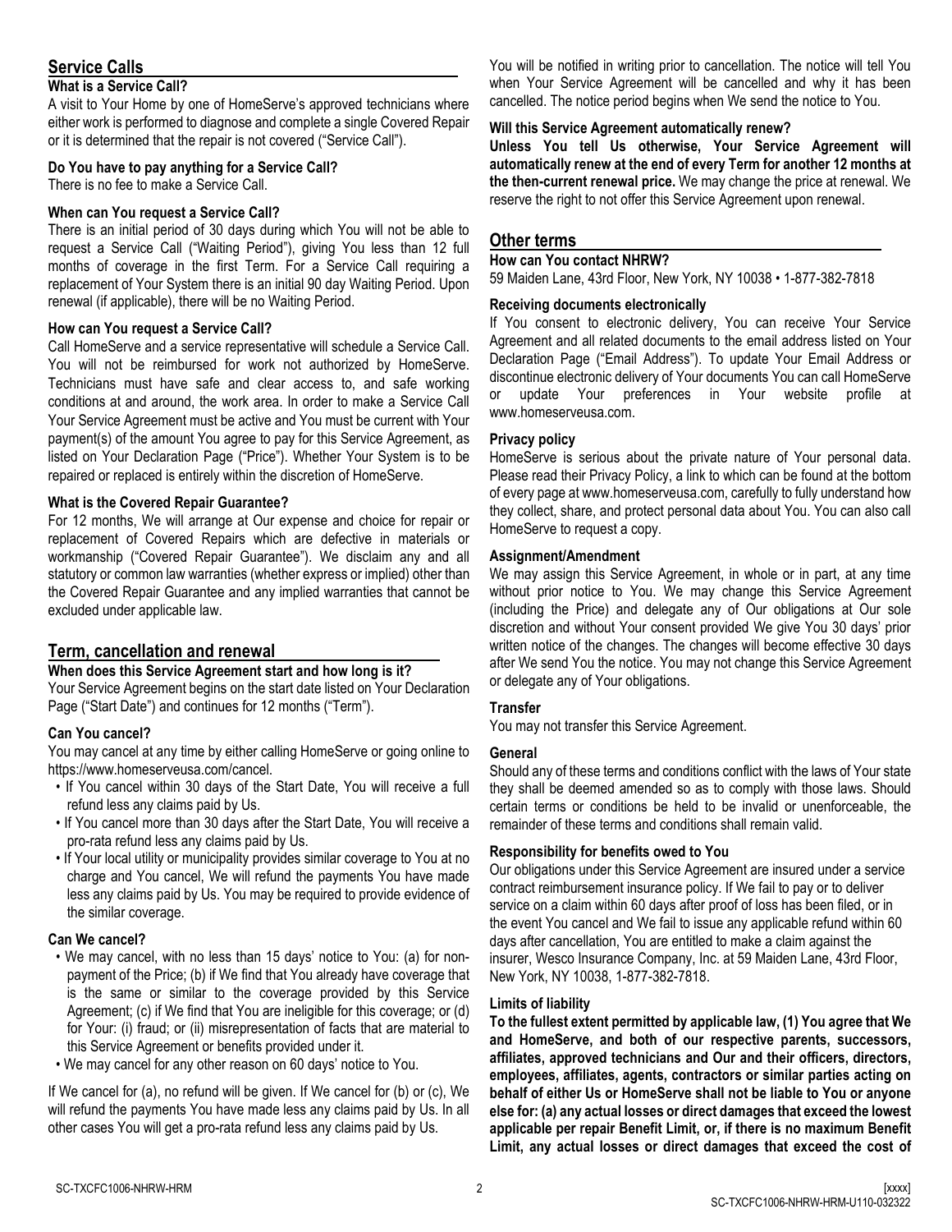## Service Calls

### What is a Service Call?

A visit to Your Home by one of HomeServe's approved technicians where either work is performed to diagnose and complete a single Covered Repair or it is determined that the repair is not covered ("Service Call").

### Do You have to pay anything for a Service Call?

There is no fee to make a Service Call.

### When can You request a Service Call?

There is an initial period of 30 days during which You will not be able to request a Service Call ("Waiting Period"), giving You less than 12 full months of coverage in the first Term. For a Service Call requiring a replacement of Your System there is an initial 90 day Waiting Period. Upon renewal (if applicable), there will be no Waiting Period.

### How can You request a Service Call?

Call HomeServe and a service representative will schedule a Service Call. You will not be reimbursed for work not authorized by HomeServe. Technicians must have safe and clear access to, and safe working conditions at and around, the work area. In order to make a Service Call Your Service Agreement must be active and You must be current with Your payment(s) of the amount You agree to pay for this Service Agreement, as listed on Your Declaration Page ("Price"). Whether Your System is to be repaired or replaced is entirely within the discretion of HomeServe.

### What is the Covered Repair Guarantee?

For 12 months, We will arrange at Our expense and choice for repair or replacement of Covered Repairs which are defective in materials or workmanship ("Covered Repair Guarantee"). We disclaim any and all statutory or common law warranties (whether express or implied) other than the Covered Repair Guarantee and any implied warranties that cannot be excluded under applicable law.

## Term, cancellation and renewal

### When does this Service Agreement start and how long is it?

Your Service Agreement begins on the start date listed on Your Declaration Page ("Start Date") and continues for 12 months ("Term").

### Can You cancel?

You may cancel at any time by either calling HomeServe or going online to https://www.homeserveusa.com/cancel.

- If You cancel within 30 days of the Start Date, You will receive a full refund less any claims paid by Us.
- If You cancel more than 30 days after the Start Date, You will receive a pro-rata refund less any claims paid by Us.
- If Your local utility or municipality provides similar coverage to You at no charge and You cancel, We will refund the payments You have made less any claims paid by Us. You may be required to provide evidence of the similar coverage.

### Can We cancel?

- We may cancel, with no less than 15 days' notice to You: (a) for non-payment of the Price; (b) if We find that You already have coverage that is the same or similar to the coverage provided by this Service Agreement; (c) if We find that You are ineligible for this coverage; or (d) for Your: (i) fraud; or (ii) misrepresentation of facts that are material to this Service Agreement or benefits provided under it.
- We may cancel for any other reason on 60 days' notice to You.

If We cancel for (a), no refund will be given. If We cancel for (b) or (c), We will refund the payments You have made less any claims paid by Us. In all other cases You will get a pro-rata refund less any claims paid by Us.

You will be notified in writing prior to cancellation. The notice will tell You when Your Service Agreement will be cancelled and why it has been cancelled. The notice period begins when We send the notice to You.

### Will this Service Agreement automatically renew?

**Unless You tell Us otherwise, Your Service Agreement will automatically renew at the end of every Term for another 12 months at the then-current renewal price.** We may change the price at renewal. We reserve the right to not offer this Service Agreement upon renewal.

## Other terms

### How can You contact NHRW?

59 Maiden Lane, 43rd Floor, New York, NY 10038 • 1-877-382-7818

### Receiving documents electronically

If You consent to electronic delivery, You can receive Your Service Agreement and all related documents to the email address listed on Your Declaration Page ("Email Address"). To update Your Email Address or discontinue electronic delivery of Your documents You can call HomeServe or update Your preferences in Your website profile at www.homeserveusa.com.

### Privacy policy

HomeServe is serious about the private nature of Your personal data. Please read their Privacy Policy, a link to which can be found at the bottom of every page at www.homeserveusa.com, carefully to fully understand how they collect, share, and protect personal data about You. You can also call HomeServe to request a copy.

### Assignment/Amendment

We may assign this Service Agreement, in whole or in part, at any time without prior notice to You. We may change this Service Agreement (including the Price) and delegate any of Our obligations at Our sole discretion and without Your consent provided We give You 30 days' prior written notice of the changes. The changes will become effective 30 days after We send You the notice. You may not change this Service Agreement or delegate any of Your obligations.

### Transfer

You may not transfer this Service Agreement.

### General

Should any of these terms and conditions conflict with the laws of Your state they shall be deemed amended so as to comply with those laws. Should certain terms or conditions be held to be invalid or unenforceable, the remainder of these terms and conditions shall remain valid.

### Responsibility for benefits owed to You

Our obligations under this Service Agreement are insured under a service contract reimbursement insurance policy. If We fail to pay or to deliver service on a claim within 60 days after proof of loss has been filed, or in the event You cancel and We fail to issue any applicable refund within 60 days after cancellation, You are entitled to make a claim against the insurer, Wesco Insurance Company, Inc. at 59 Maiden Lane, 43rd Floor, New York, NY 10038, 1-877-382-7818.

### Limits of liability

**To the fullest extent permitted by applicable law, (1) You agree that We and HomeServe, and both of our respective parents, successors, affiliates, approved technicians and Our and their officers, directors, employees, affiliates, agents, contractors or similar parties acting on behalf of either Us or HomeServe shall not be liable to You or anyone else for: (a) any actual losses or direct damages that exceed the lowest applicable per repair Benefit Limit, or, if there is no maximum Benefit Limit, any actual losses or direct damages that exceed the cost of**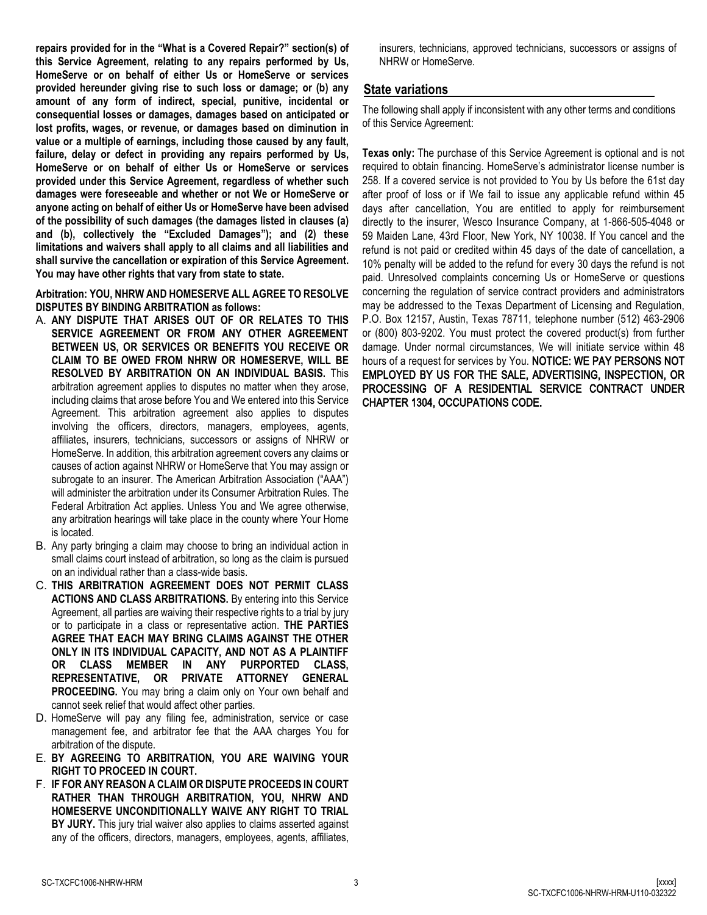**repairs provided for in the "What is a Covered Repair?" section(s) of this Service Agreement, relating to any repairs performed by Us, HomeServe or on behalf of either Us or HomeServe or services provided hereunder giving rise to such loss or damage; or (b) any amount of any form of indirect, special, punitive, incidental or consequential losses or damages, damages based on anticipated or lost profits, wages, or revenue, or damages based on diminution in value or a multiple of earnings, including those caused by any fault, failure, delay or defect in providing any repairs performed by Us, HomeServe or on behalf of either Us or HomeServe or services provided under this Service Agreement, regardless of whether such damages were foreseeable and whether or not We or HomeServe or anyone acting on behalf of either Us or HomeServe have been advised of the possibility of such damages (the damages listed in clauses (a) and (b), collectively the "Excluded Damages"); and (2) these limitations and waivers shall apply to all claims and all liabilities and shall survive the cancellation or expiration of this Service Agreement. You may have other rights that vary from state to state.**

**Arbitration: YOU, NHRW AND HOMESERVE ALL AGREE TO RESOLVE DISPUTES BY BINDING ARBITRATION as follows:**

A. **ANY DISPUTE THAT ARISES OUT OF OR RELATES TO THIS SERVICE AGREEMENT OR FROM ANY OTHER AGREEMENT BETWEEN US, OR SERVICES OR BENEFITS YOU RECEIVE OR CLAIM TO BE OWED FROM NHRW OR HOMESERVE, WILL BE RESOLVED BY ARBITRATION ON AN INDIVIDUAL BASIS.** This arbitration agreement applies to disputes no matter when they arose, including claims that arose before You and We entered into this Service Agreement. This arbitration agreement also applies to disputes involving the officers, directors, managers, employees, agents, affiliates, insurers, technicians, successors or assigns of NHRW or HomeServe. In addition, this arbitration agreement covers any claims or causes of action against NHRW or HomeServe that You may assign or subrogate to an insurer. The American Arbitration Association ("AAA") will administer the arbitration under its Consumer Arbitration Rules. The Federal Arbitration Act applies. Unless You and We agree otherwise, any arbitration hearings will take place in the county where Your Home is located.

B. Any party bringing a claim may choose to bring an individual action in small claims court instead of arbitration, so long as the claim is pursued on an individual rather than a class-wide basis.

C. **THIS ARBITRATION AGREEMENT DOES NOT PERMIT CLASS ACTIONS AND CLASS ARBITRATIONS.** By entering into this Service Agreement, all parties are waiving their respective rights to a trial by jury or to participate in a class or representative action. **THE PARTIES AGREE THAT EACH MAY BRING CLAIMS AGAINST THE OTHER ONLY IN ITS INDIVIDUAL CAPACITY, AND NOT AS A PLAINTIFF OR CLASS MEMBER IN ANY PURPORTED CLASS, REPRESENTATIVE, OR PRIVATE ATTORNEY GENERAL PROCEEDING.** You may bring a claim only on Your own behalf and cannot seek relief that would affect other parties.

D. HomeServe will pay any filing fee, administration, service or case management fee, and arbitrator fee that the AAA charges You for arbitration of the dispute.

E. **BY AGREEING TO ARBITRATION, YOU ARE WAIVING YOUR RIGHT TO PROCEED IN COURT.**

F. **IF FOR ANY REASON A CLAIM OR DISPUTE PROCEEDS IN COURT RATHER THAN THROUGH ARBITRATION, YOU, NHRW AND HOMESERVE UNCONDITIONALLY WAIVE ANY RIGHT TO TRIAL BY JURY.** This jury trial waiver also applies to claims asserted against any of the officers, directors, managers, employees, agents, affiliates, insurers, technicians, approved technicians, successors or assigns of NHRW or HomeServe.

## State variations

The following shall apply if inconsistent with any other terms and conditions of this Service Agreement:

**Texas only:** The purchase of this Service Agreement is optional and is not required to obtain financing. HomeServe's administrator license number is 258. If a covered service is not provided to You by Us before the 61st day after proof of loss or if We fail to issue any applicable refund within 45 days after cancellation, You are entitled to apply for reimbursement directly to the insurer, Wesco Insurance Company, at 1-866-505-4048 or 59 Maiden Lane, 43rd Floor, New York, NY 10038. If You cancel and the refund is not paid or credited within 45 days of the date of cancellation, a 10% penalty will be added to the refund for every 30 days the refund is not paid. Unresolved complaints concerning Us or HomeServe or questions concerning the regulation of service contract providers and administrators may be addressed to the Texas Department of Licensing and Regulation, P.O. Box 12157, Austin, Texas 78711, telephone number (512) 463-2906 or (800) 803-9202. You must protect the covered product(s) from further damage. Under normal circumstances, We will initiate service within 48 hours of a request for services by You. **NOTICE: WE PAY PERSONS NOT EMPLOYED BY US FOR THE SALE, ADVERTISING, INSPECTION, OR PROCESSING OF A RESIDENTIAL SERVICE CONTRACT UNDER CHAPTER 1304, OCCUPATIONS CODE.**

SC-TXCFC1006-NHRW-HRM [xxxx]
SC-TXCFC1006-NHRW-HRM-U110-032322